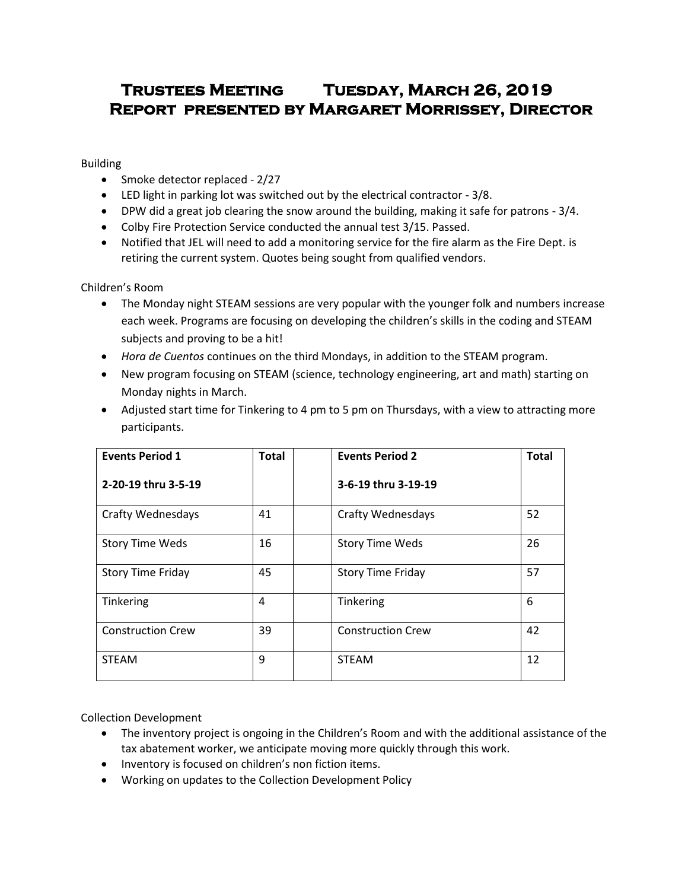# Trustees Meeting Tuesday, March 26, 2019
# Report presented by Margaret Morrissey, Director

Building

- Smoke detector replaced - 2/27
- LED light in parking lot was switched out by the electrical contractor - 3/8.
- DPW did a great job clearing the snow around the building, making it safe for patrons - 3/4.
- Colby Fire Protection Service conducted the annual test 3/15. Passed.
- Notified that JEL will need to add a monitoring service for the fire alarm as the Fire Dept. is retiring the current system. Quotes being sought from qualified vendors.

Children's Room

- The Monday night STEAM sessions are very popular with the younger folk and numbers increase each week. Programs are focusing on developing the children's skills in the coding and STEAM subjects and proving to be a hit!
- *Hora de Cuentos* continues on the third Mondays, in addition to the STEAM program.
- New program focusing on STEAM (science, technology engineering, art and math) starting on Monday nights in March.
- Adjusted start time for Tinkering to 4 pm to 5 pm on Thursdays, with a view to attracting more participants.

| **Events Period 1** **2-20-19 thru 3-5-19** | **Total** | | **Events Period 2** **3-6-19 thru 3-19-19** | **Total** |
|---|---|---|---|---|
| Crafty Wednesdays | 41 | | Crafty Wednesdays | 52 |
| Story Time Weds | 16 | | Story Time Weds | 26 |
| Story Time Friday | 45 | | Story Time Friday | 57 |
| Tinkering | 4 | | Tinkering | 6 |
| Construction Crew | 39 | | Construction Crew | 42 |
| STEAM | 9 | | STEAM | 12 |

Collection Development

- The inventory project is ongoing in the Children's Room and with the additional assistance of the tax abatement worker, we anticipate moving more quickly through this work.
- Inventory is focused on children's non fiction items.
- Working on updates to the Collection Development Policy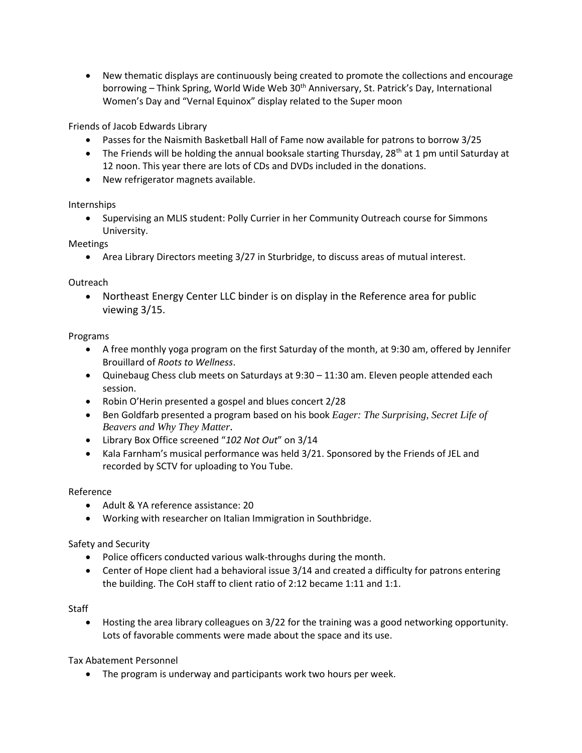- New thematic displays are continuously being created to promote the collections and encourage borrowing – Think Spring, World Wide Web 30th Anniversary, St. Patrick's Day, International Women's Day and "Vernal Equinox" display related to the Super moon

Friends of Jacob Edwards Library

- Passes for the Naismith Basketball Hall of Fame now available for patrons to borrow 3/25
- The Friends will be holding the annual booksale starting Thursday, 28th at 1 pm until Saturday at 12 noon. This year there are lots of CDs and DVDs included in the donations.
- New refrigerator magnets available.

Internships

- Supervising an MLIS student: Polly Currier in her Community Outreach course for Simmons University.

Meetings

- Area Library Directors meeting 3/27 in Sturbridge, to discuss areas of mutual interest.

Outreach

- Northeast Energy Center LLC binder is on display in the Reference area for public viewing 3/15.

Programs

- A free monthly yoga program on the first Saturday of the month, at 9:30 am, offered by Jennifer Brouillard of *Roots to Wellness*.
- Quinebaug Chess club meets on Saturdays at 9:30 – 11:30 am. Eleven people attended each session.
- Robin O'Herin presented a gospel and blues concert 2/28
- Ben Goldfarb presented a program based on his book *Eager: The Surprising, Secret Life of Beavers and Why They Matter*.
- Library Box Office screened "*102 Not Out*" on 3/14
- Kala Farnham's musical performance was held 3/21. Sponsored by the Friends of JEL and recorded by SCTV for uploading to You Tube.

Reference

- Adult & YA reference assistance: 20
- Working with researcher on Italian Immigration in Southbridge.

Safety and Security

- Police officers conducted various walk-throughs during the month.
- Center of Hope client had a behavioral issue 3/14 and created a difficulty for patrons entering the building. The CoH staff to client ratio of 2:12 became 1:11 and 1:1.

Staff

- Hosting the area library colleagues on 3/22 for the training was a good networking opportunity. Lots of favorable comments were made about the space and its use.

Tax Abatement Personnel

- The program is underway and participants work two hours per week.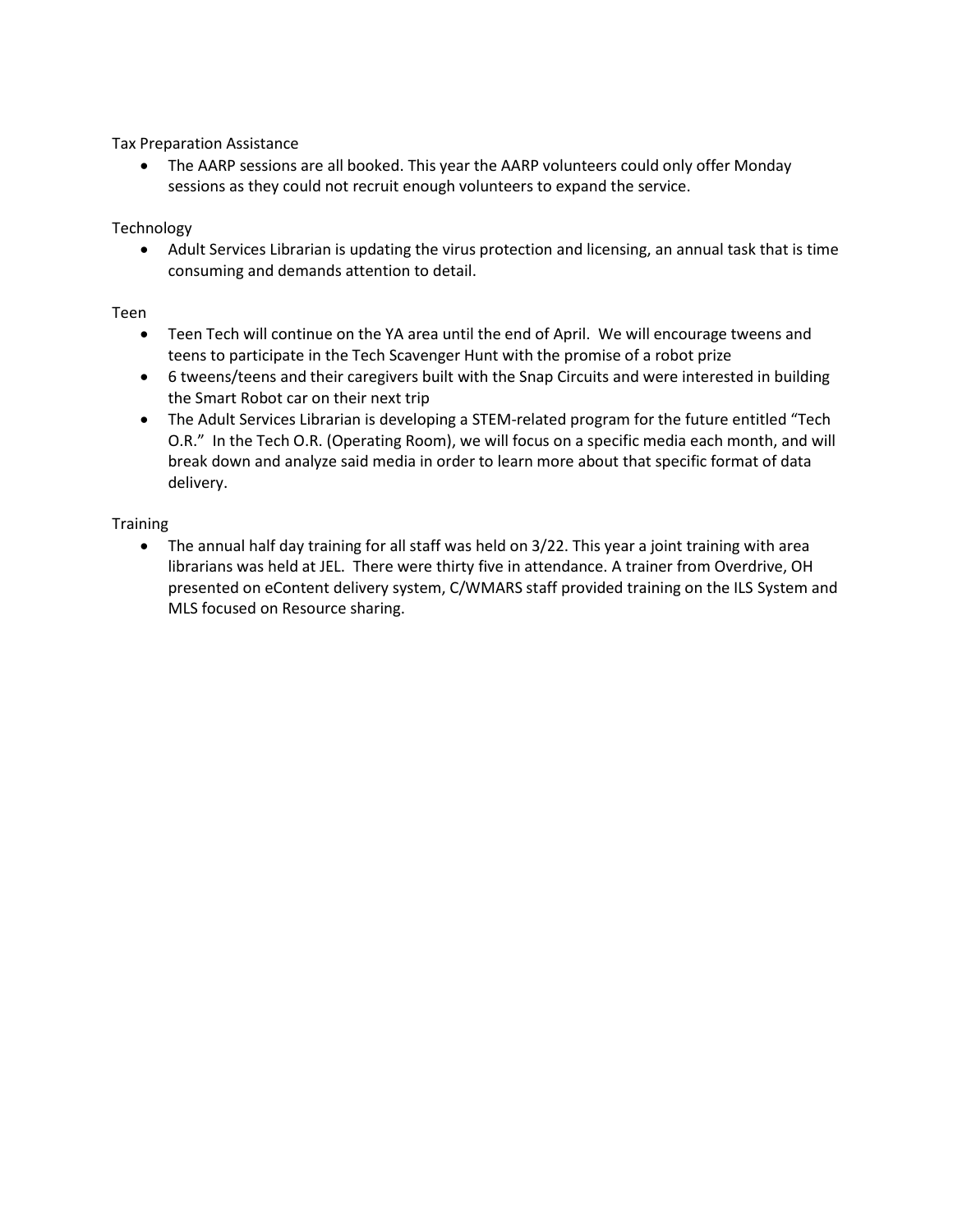Tax Preparation Assistance

- The AARP sessions are all booked. This year the AARP volunteers could only offer Monday sessions as they could not recruit enough volunteers to expand the service.

Technology

- Adult Services Librarian is updating the virus protection and licensing, an annual task that is time consuming and demands attention to detail.

Teen

- Teen Tech will continue on the YA area until the end of April. We will encourage tweens and teens to participate in the Tech Scavenger Hunt with the promise of a robot prize
- 6 tweens/teens and their caregivers built with the Snap Circuits and were interested in building the Smart Robot car on their next trip
- The Adult Services Librarian is developing a STEM-related program for the future entitled "Tech O.R." In the Tech O.R. (Operating Room), we will focus on a specific media each month, and will break down and analyze said media in order to learn more about that specific format of data delivery.

Training

- The annual half day training for all staff was held on 3/22. This year a joint training with area librarians was held at JEL. There were thirty five in attendance. A trainer from Overdrive, OH presented on eContent delivery system, C/WMARS staff provided training on the ILS System and MLS focused on Resource sharing.